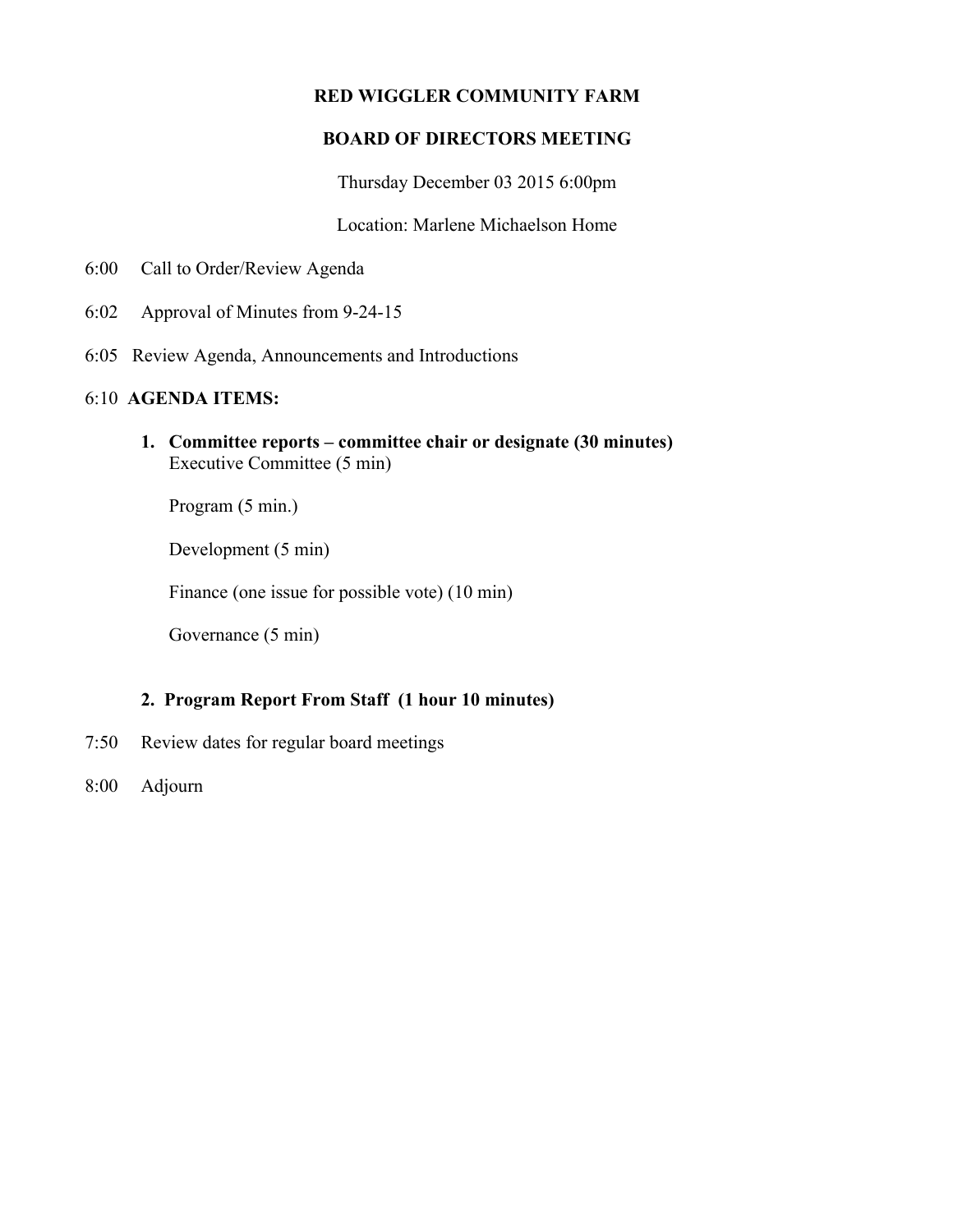# RED WIGGLER COMMUNITY FARM

## BOARD OF DIRECTORS MEETING

Thursday December 03 2015 6:00pm

Location: Marlene Michaelson Home

6:00 Call to Order/Review Agenda

6:02 Approval of Minutes from 9-24-15

6:05 Review Agenda, Announcements and Introductions

6:10 **AGENDA ITEMS:**

1. **Committee reports – committee chair or designate (30 minutes)**
   Executive Committee (5 min)

   Program (5 min.)

   Development (5 min)

   Finance (one issue for possible vote) (10 min)

   Governance (5 min)

2. **Program Report From Staff (1 hour 10 minutes)**

7:50 Review dates for regular board meetings

8:00 Adjourn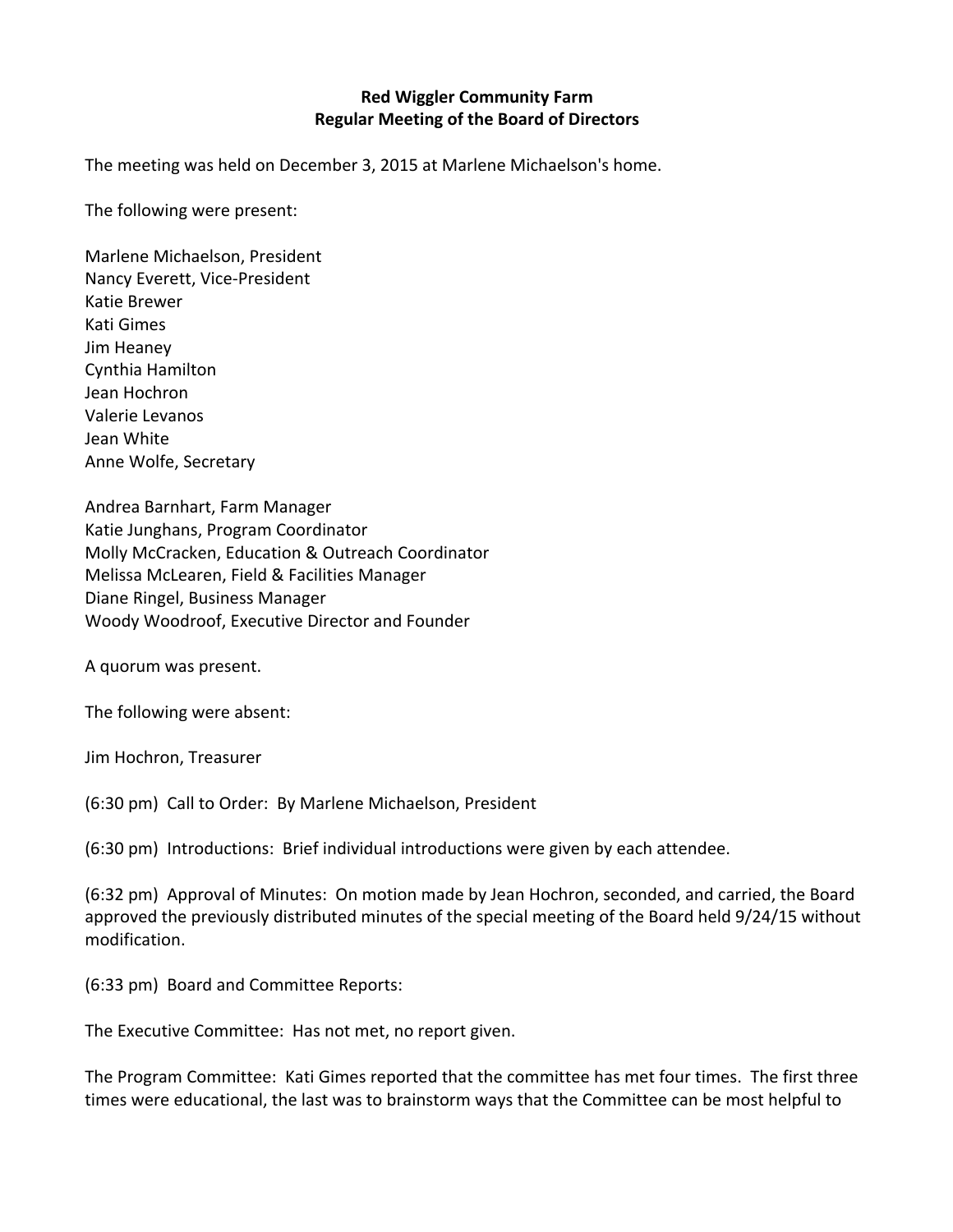**Red Wiggler Community Farm**
**Regular Meeting of the Board of Directors**

The meeting was held on December 3, 2015 at Marlene Michaelson's home.

The following were present:

Marlene Michaelson, President
Nancy Everett, Vice-President
Katie Brewer
Kati Gimes
Jim Heaney
Cynthia Hamilton
Jean Hochron
Valerie Levanos
Jean White
Anne Wolfe, Secretary

Andrea Barnhart, Farm Manager
Katie Junghans, Program Coordinator
Molly McCracken, Education & Outreach Coordinator
Melissa McLearen, Field & Facilities Manager
Diane Ringel, Business Manager
Woody Woodroof, Executive Director and Founder

A quorum was present.

The following were absent:

Jim Hochron, Treasurer

(6:30 pm) Call to Order: By Marlene Michaelson, President

(6:30 pm) Introductions: Brief individual introductions were given by each attendee.

(6:32 pm) Approval of Minutes: On motion made by Jean Hochron, seconded, and carried, the Board approved the previously distributed minutes of the special meeting of the Board held 9/24/15 without modification.

(6:33 pm) Board and Committee Reports:

The Executive Committee: Has not met, no report given.

The Program Committee: Kati Gimes reported that the committee has met four times. The first three times were educational, the last was to brainstorm ways that the Committee can be most helpful to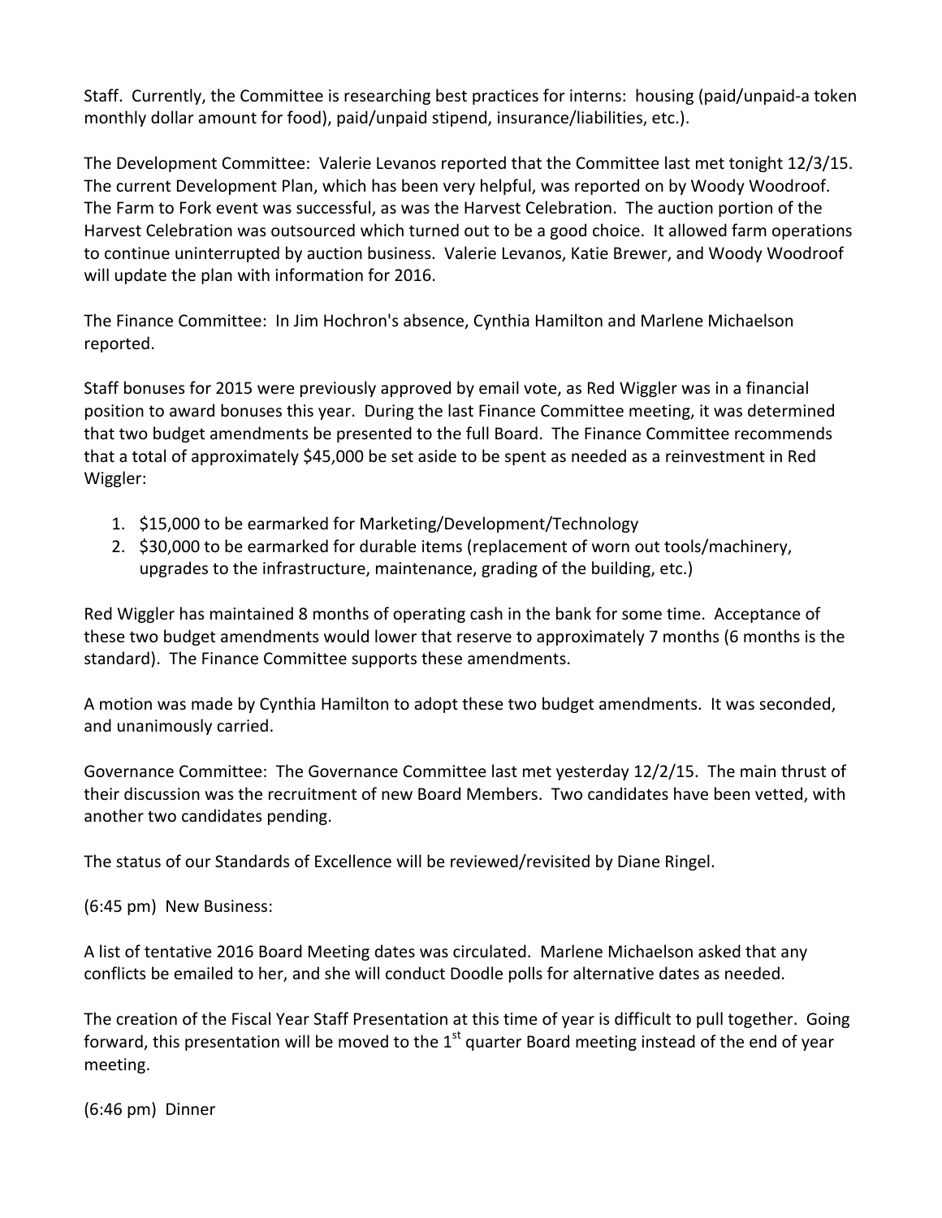Staff. Currently, the Committee is researching best practices for interns: housing (paid/unpaid-a token monthly dollar amount for food), paid/unpaid stipend, insurance/liabilities, etc.).

The Development Committee: Valerie Levanos reported that the Committee last met tonight 12/3/15. The current Development Plan, which has been very helpful, was reported on by Woody Woodroof. The Farm to Fork event was successful, as was the Harvest Celebration. The auction portion of the Harvest Celebration was outsourced which turned out to be a good choice. It allowed farm operations to continue uninterrupted by auction business. Valerie Levanos, Katie Brewer, and Woody Woodroof will update the plan with information for 2016.

The Finance Committee: In Jim Hochron's absence, Cynthia Hamilton and Marlene Michaelson reported.

Staff bonuses for 2015 were previously approved by email vote, as Red Wiggler was in a financial position to award bonuses this year. During the last Finance Committee meeting, it was determined that two budget amendments be presented to the full Board. The Finance Committee recommends that a total of approximately $45,000 be set aside to be spent as needed as a reinvestment in Red Wiggler:

1. $15,000 to be earmarked for Marketing/Development/Technology
2. $30,000 to be earmarked for durable items (replacement of worn out tools/machinery, upgrades to the infrastructure, maintenance, grading of the building, etc.)

Red Wiggler has maintained 8 months of operating cash in the bank for some time. Acceptance of these two budget amendments would lower that reserve to approximately 7 months (6 months is the standard). The Finance Committee supports these amendments.

A motion was made by Cynthia Hamilton to adopt these two budget amendments. It was seconded, and unanimously carried.

Governance Committee: The Governance Committee last met yesterday 12/2/15. The main thrust of their discussion was the recruitment of new Board Members. Two candidates have been vetted, with another two candidates pending.

The status of our Standards of Excellence will be reviewed/revisited by Diane Ringel.

(6:45 pm) New Business:

A list of tentative 2016 Board Meeting dates was circulated. Marlene Michaelson asked that any conflicts be emailed to her, and she will conduct Doodle polls for alternative dates as needed.

The creation of the Fiscal Year Staff Presentation at this time of year is difficult to pull together. Going forward, this presentation will be moved to the 1st quarter Board meeting instead of the end of year meeting.

(6:46 pm) Dinner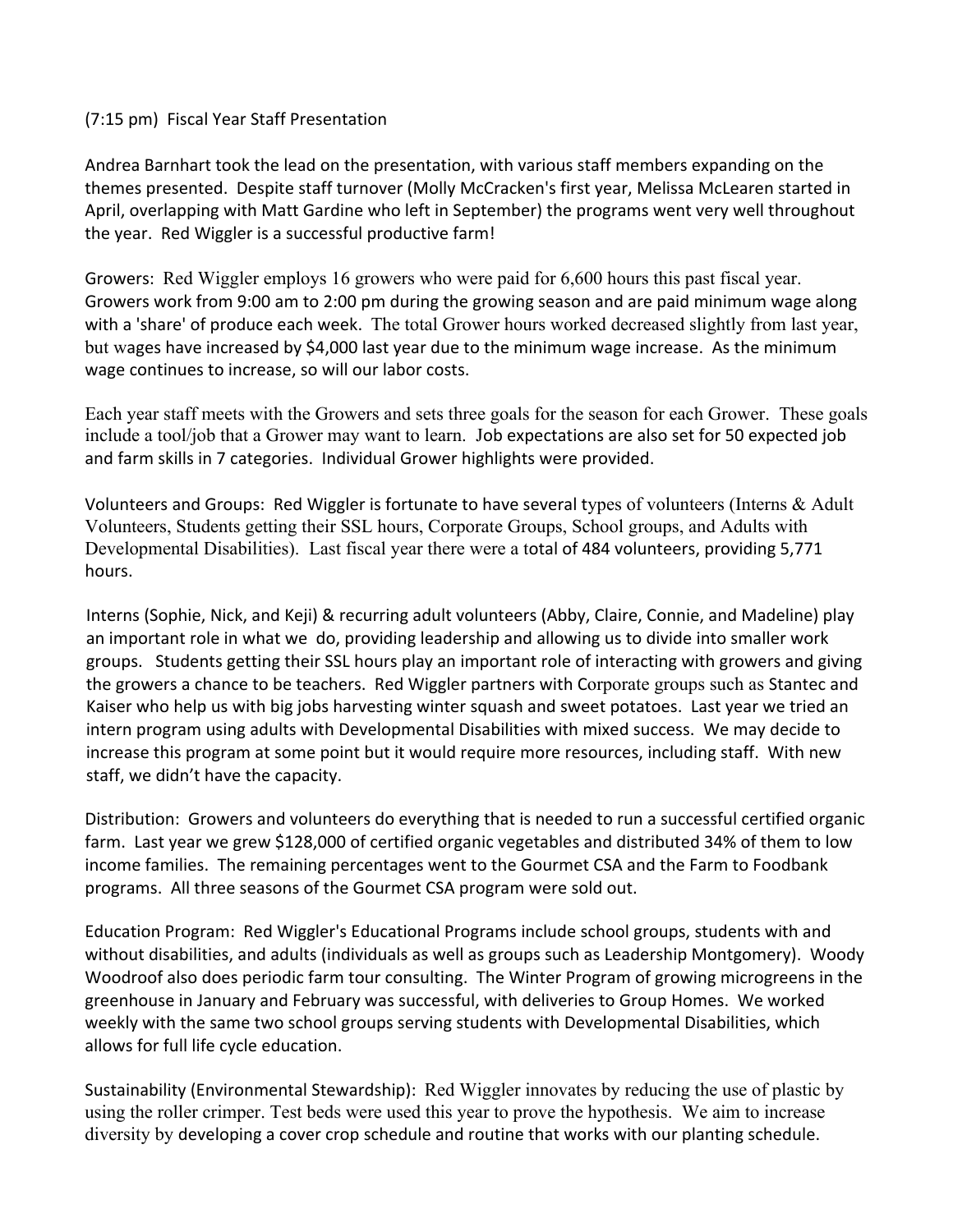(7:15 pm) Fiscal Year Staff Presentation

Andrea Barnhart took the lead on the presentation, with various staff members expanding on the themes presented. Despite staff turnover (Molly McCracken's first year, Melissa McLearen started in April, overlapping with Matt Gardine who left in September) the programs went very well throughout the year. Red Wiggler is a successful productive farm!

Growers: Red Wiggler employs 16 growers who were paid for 6,600 hours this past fiscal year. Growers work from 9:00 am to 2:00 pm during the growing season and are paid minimum wage along with a 'share' of produce each week. The total Grower hours worked decreased slightly from last year, but wages have increased by $4,000 last year due to the minimum wage increase. As the minimum wage continues to increase, so will our labor costs.

Each year staff meets with the Growers and sets three goals for the season for each Grower. These goals include a tool/job that a Grower may want to learn. Job expectations are also set for 50 expected job and farm skills in 7 categories. Individual Grower highlights were provided.

Volunteers and Groups: Red Wiggler is fortunate to have several types of volunteers (Interns & Adult Volunteers, Students getting their SSL hours, Corporate Groups, School groups, and Adults with Developmental Disabilities). Last fiscal year there were a total of 484 volunteers, providing 5,771 hours.

Interns (Sophie, Nick, and Keji) & recurring adult volunteers (Abby, Claire, Connie, and Madeline) play an important role in what we do, providing leadership and allowing us to divide into smaller work groups. Students getting their SSL hours play an important role of interacting with growers and giving the growers a chance to be teachers. Red Wiggler partners with Corporate groups such as Stantec and Kaiser who help us with big jobs harvesting winter squash and sweet potatoes. Last year we tried an intern program using adults with Developmental Disabilities with mixed success. We may decide to increase this program at some point but it would require more resources, including staff. With new staff, we didn't have the capacity.

Distribution: Growers and volunteers do everything that is needed to run a successful certified organic farm. Last year we grew $128,000 of certified organic vegetables and distributed 34% of them to low income families. The remaining percentages went to the Gourmet CSA and the Farm to Foodbank programs. All three seasons of the Gourmet CSA program were sold out.

Education Program: Red Wiggler's Educational Programs include school groups, students with and without disabilities, and adults (individuals as well as groups such as Leadership Montgomery). Woody Woodroof also does periodic farm tour consulting. The Winter Program of growing microgreens in the greenhouse in January and February was successful, with deliveries to Group Homes. We worked weekly with the same two school groups serving students with Developmental Disabilities, which allows for full life cycle education.

Sustainability (Environmental Stewardship): Red Wiggler innovates by reducing the use of plastic by using the roller crimper. Test beds were used this year to prove the hypothesis. We aim to increase diversity by developing a cover crop schedule and routine that works with our planting schedule.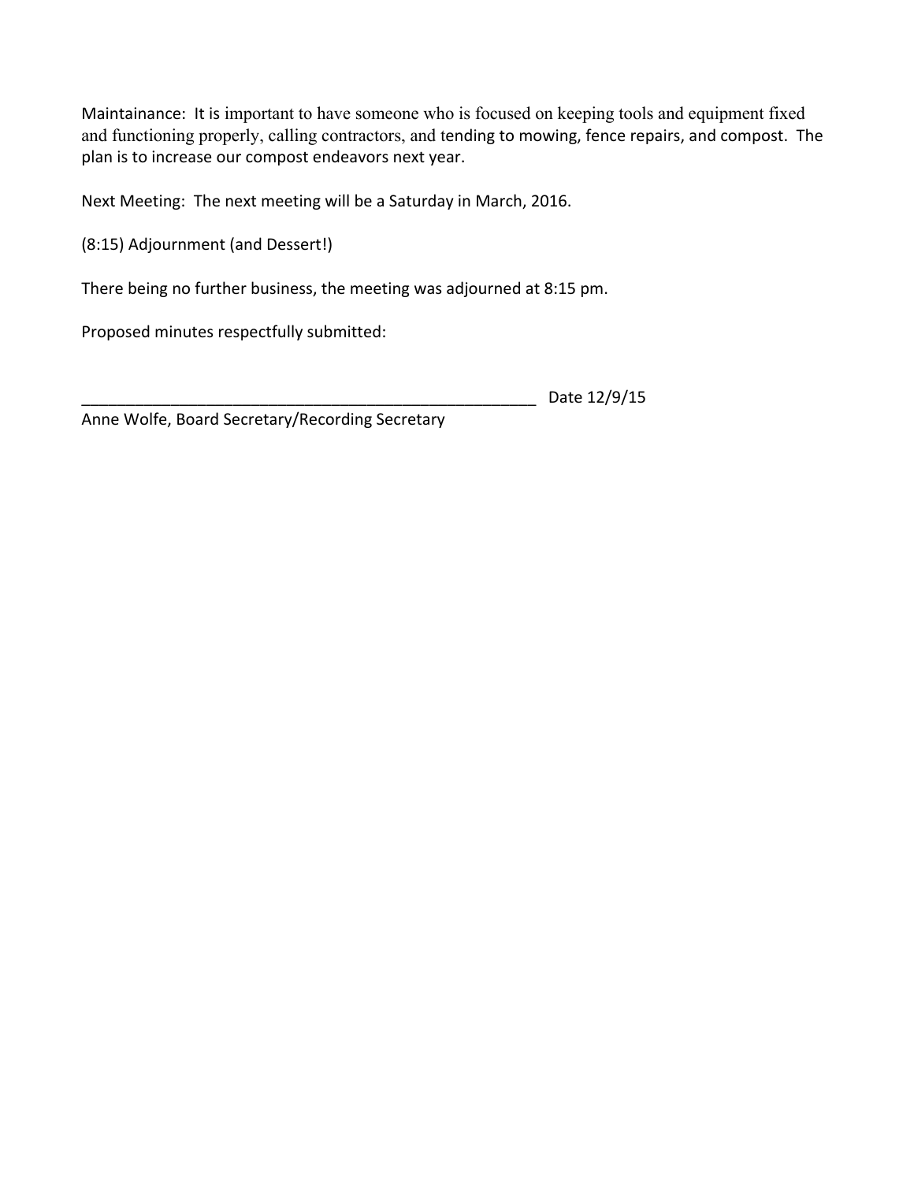Maintainance: It is important to have someone who is focused on keeping tools and equipment fixed and functioning properly, calling contractors, and tending to mowing, fence repairs, and compost. The plan is to increase our compost endeavors next year.

Next Meeting: The next meeting will be a Saturday in March, 2016.

(8:15) Adjournment (and Dessert!)

There being no further business, the meeting was adjourned at 8:15 pm.

Proposed minutes respectfully submitted:

_____________________________________________________ Date 12/9/15

Anne Wolfe, Board Secretary/Recording Secretary